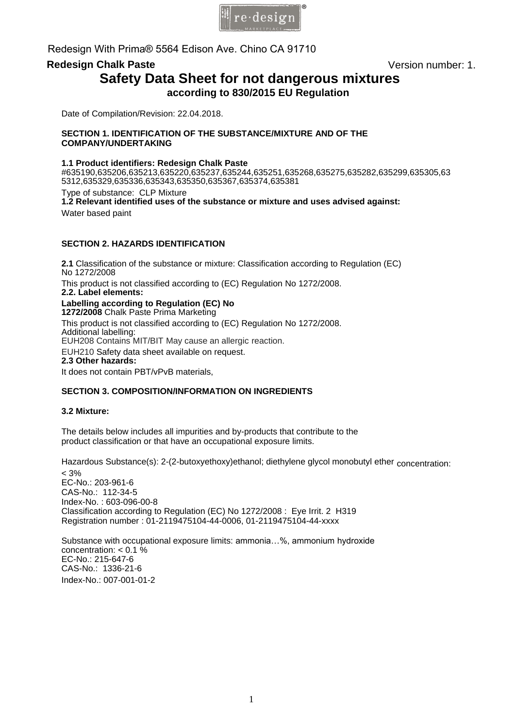Redesign With Prima® 5564 Edison Ave. Chino CA 91710

**Redesign Chalk Paste** Version number: 1.

# Safety Data Sheet for not dangerous mixtures

## according to 830/2015 EU Regulation

Date of Compilation/Revision: 22.04.2018.

**SECTION 1. IDENTIFICATION OF THE SUBSTANCE/MIXTURE AND OF THE COMPANY/UNDERTAKING**

**1.1 Product identifiers: Redesign Chalk Paste**
#635190,635206,635213,635220,635237,635244,635251,635268,635275,635282,635299,635305,635312,635329,635336,635343,635350,635367,635374,635381

Type of substance: CLP Mixture

**1.2 Relevant identified uses of the substance or mixture and uses advised against:**

Water based paint

**SECTION 2. HAZARDS IDENTIFICATION**

**2.1** Classification of the substance or mixture: Classification according to Regulation (EC) No 1272/2008

This product is not classified according to (EC) Regulation No 1272/2008.

**2.2. Label elements:**

**Labelling according to Regulation (EC) No 1272/2008** Chalk Paste Prima Marketing

This product is not classified according to (EC) Regulation No 1272/2008.
Additional labelling:
EUH208 Contains MIT/BIT May cause an allergic reaction.
EUH210 Safety data sheet available on request.

**2.3 Other hazards:**

It does not contain PBT/vPvB materials,

**SECTION 3. COMPOSITION/INFORMATION ON INGREDIENTS**

**3.2 Mixture:**

The details below includes all impurities and by-products that contribute to the product classification or that have an occupational exposure limits.

Hazardous Substance(s): 2-(2-butoxyethoxy)ethanol; diethylene glycol monobutyl ether concentration: < 3%
EC-No.: 203-961-6
CAS-No.: 112-34-5
Index-No. : 603-096-00-8
Classification according to Regulation (EC) No 1272/2008 : Eye Irrit. 2 H319
Registration number : 01-2119475104-44-0006, 01-2119475104-44-xxxx

Substance with occupational exposure limits: ammonia…%, ammonium hydroxide
concentration: < 0.1 %
EC-No.: 215-647-6
CAS-No.: 1336-21-6
Index-No.: 007-001-01-2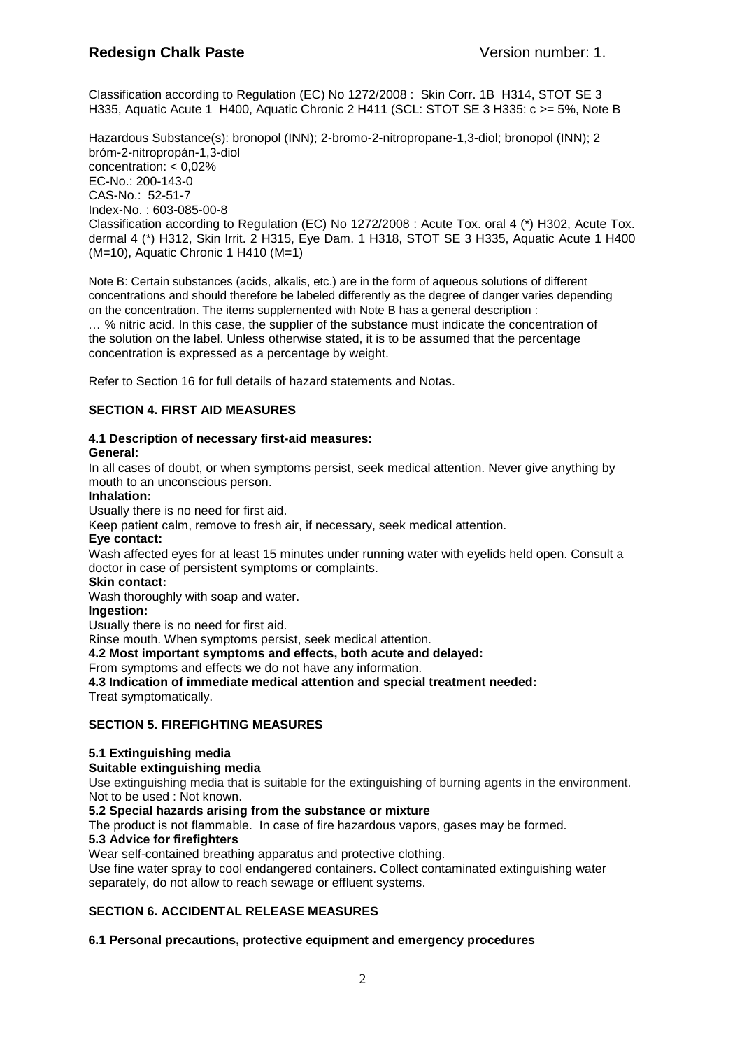Classification according to Regulation (EC) No 1272/2008 : Skin Corr. 1B H314, STOT SE 3 H335, Aquatic Acute 1 H400, Aquatic Chronic 2 H411 (SCL: STOT SE 3 H335: c >= 5%, Note B

Hazardous Substance(s): bronopol (INN); 2-bromo-2-nitropropane-1,3-diol; bronopol (INN); 2 bróm-2-nitropropán-1,3-diol
concentration: < 0,02%
EC-No.: 200-143-0
CAS-No.: 52-51-7
Index-No. : 603-085-00-8
Classification according to Regulation (EC) No 1272/2008 : Acute Tox. oral 4 (*) H302, Acute Tox. dermal 4 (*) H312, Skin Irrit. 2 H315, Eye Dam. 1 H318, STOT SE 3 H335, Aquatic Acute 1 H400 (M=10), Aquatic Chronic 1 H410 (M=1)

Note B: Certain substances (acids, alkalis, etc.) are in the form of aqueous solutions of different concentrations and should therefore be labeled differently as the degree of danger varies depending on the concentration. The items supplemented with Note B has a general description :
… % nitric acid. In this case, the supplier of the substance must indicate the concentration of the solution on the label. Unless otherwise stated, it is to be assumed that the percentage concentration is expressed as a percentage by weight.

Refer to Section 16 for full details of hazard statements and Notas.

## SECTION 4. FIRST AID MEASURES

### 4.1 Description of necessary first-aid measures:

**General:**
In all cases of doubt, or when symptoms persist, seek medical attention. Never give anything by mouth to an unconscious person.

**Inhalation:**
Usually there is no need for first aid.
Keep patient calm, remove to fresh air, if necessary, seek medical attention.

**Eye contact:**
Wash affected eyes for at least 15 minutes under running water with eyelids held open. Consult a doctor in case of persistent symptoms or complaints.

**Skin contact:**
Wash thoroughly with soap and water.

**Ingestion:**
Usually there is no need for first aid.
Rinse mouth. When symptoms persist, seek medical attention.

### 4.2 Most important symptoms and effects, both acute and delayed:

From symptoms and effects we do not have any information.

### 4.3 Indication of immediate medical attention and special treatment needed:

Treat symptomatically.

## SECTION 5. FIREFIGHTING MEASURES

### 5.1 Extinguishing media

**Suitable extinguishing media**
Use extinguishing media that is suitable for the extinguishing of burning agents in the environment.
Not to be used : Not known.

### 5.2 Special hazards arising from the substance or mixture

The product is not flammable. In case of fire hazardous vapors, gases may be formed.

### 5.3 Advice for firefighters

Wear self-contained breathing apparatus and protective clothing.
Use fine water spray to cool endangered containers. Collect contaminated extinguishing water separately, do not allow to reach sewage or effluent systems.

## SECTION 6. ACCIDENTAL RELEASE MEASURES

### 6.1 Personal precautions, protective equipment and emergency procedures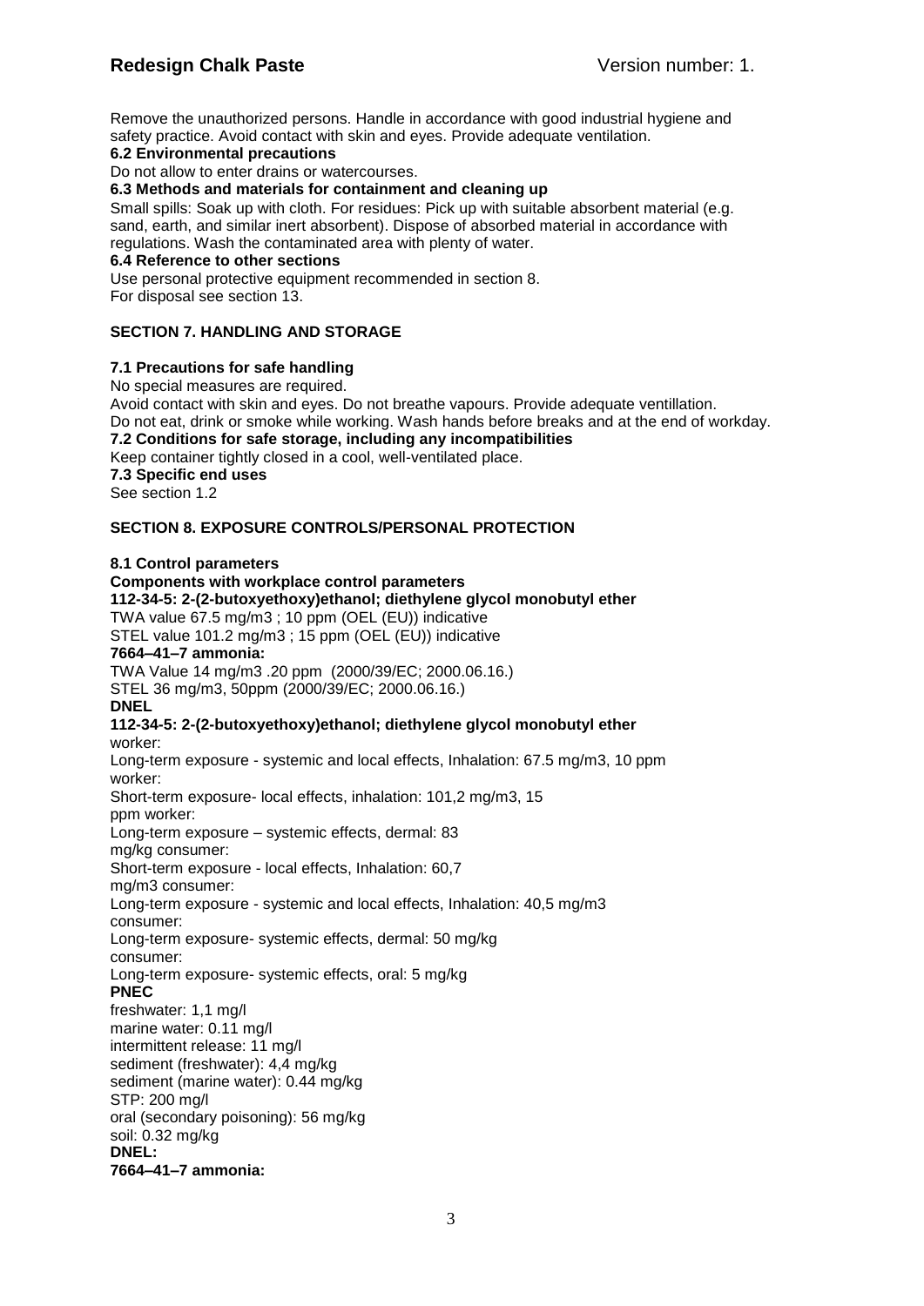Remove the unauthorized persons. Handle in accordance with good industrial hygiene and safety practice. Avoid contact with skin and eyes. Provide adequate ventilation.

**6.2 Environmental precautions**

Do not allow to enter drains or watercourses.

**6.3 Methods and materials for containment and cleaning up**

Small spills: Soak up with cloth. For residues: Pick up with suitable absorbent material (e.g. sand, earth, and similar inert absorbent). Dispose of absorbed material in accordance with regulations. Wash the contaminated area with plenty of water.

**6.4 Reference to other sections**

Use personal protective equipment recommended in section 8.
For disposal see section 13.

## SECTION 7. HANDLING AND STORAGE

**7.1 Precautions for safe handling**

No special measures are required.
Avoid contact with skin and eyes. Do not breathe vapours. Provide adequate ventillation.
Do not eat, drink or smoke while working. Wash hands before breaks and at the end of workday.

**7.2 Conditions for safe storage, including any incompatibilities**

Keep container tightly closed in a cool, well-ventilated place.

**7.3 Specific end uses**

See section 1.2

## SECTION 8. EXPOSURE CONTROLS/PERSONAL PROTECTION

**8.1 Control parameters**

**Components with workplace control parameters**

**112-34-5: 2-(2-butoxyethoxy)ethanol; diethylene glycol monobutyl ether**

TWA value 67.5 mg/m3 ; 10 ppm (OEL (EU)) indicative
STEL value 101.2 mg/m3 ; 15 ppm (OEL (EU)) indicative

**7664–41–7 ammonia:**

TWA Value 14 mg/m3 .20 ppm (2000/39/EC; 2000.06.16.)
STEL 36 mg/m3, 50ppm (2000/39/EC; 2000.06.16.)

**DNEL**

**112-34-5: 2-(2-butoxyethoxy)ethanol; diethylene glycol monobutyl ether**

worker:
Long-term exposure - systemic and local effects, Inhalation: 67.5 mg/m3, 10 ppm
worker:
Short-term exposure- local effects, inhalation: 101,2 mg/m3, 15
ppm worker:
Long-term exposure – systemic effects, dermal: 83
mg/kg consumer:
Short-term exposure - local effects, Inhalation: 60,7
mg/m3 consumer:
Long-term exposure - systemic and local effects, Inhalation: 40,5 mg/m3
consumer:
Long-term exposure- systemic effects, dermal: 50 mg/kg
consumer:
Long-term exposure- systemic effects, oral: 5 mg/kg

**PNEC**

freshwater: 1,1 mg/l
marine water: 0.11 mg/l
intermittent release: 11 mg/l
sediment (freshwater): 4,4 mg/kg
sediment (marine water): 0.44 mg/kg
STP: 200 mg/l
oral (secondary poisoning): 56 mg/kg
soil: 0.32 mg/kg

**DNEL:**

**7664–41–7 ammonia:**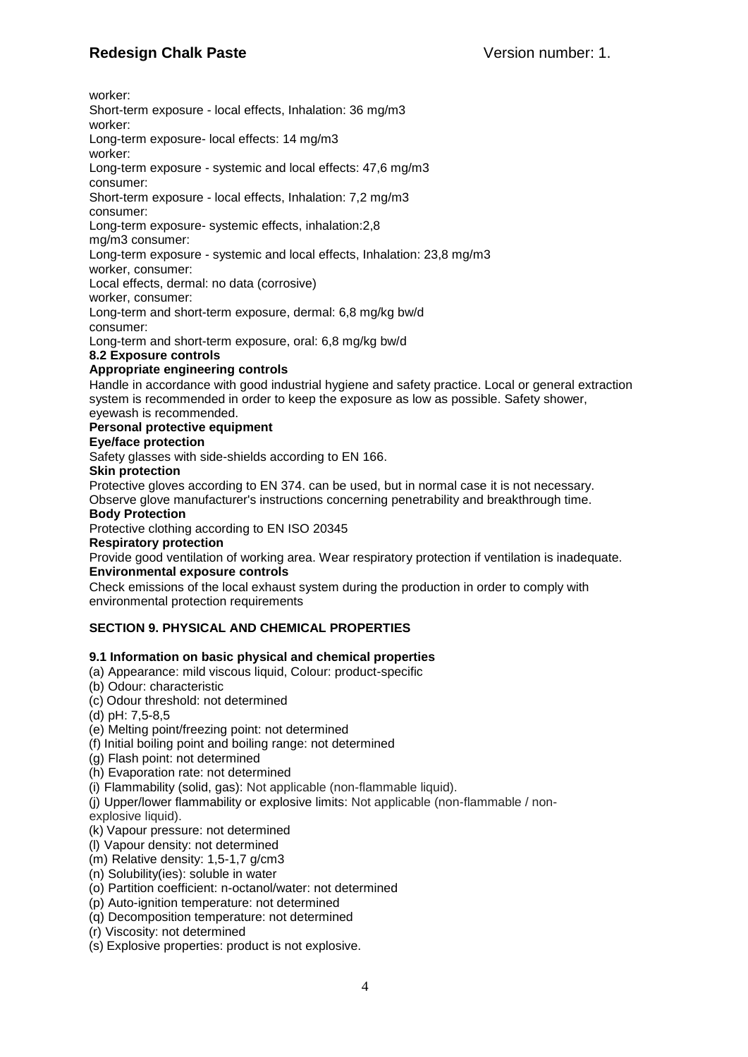worker:
Short-term exposure - local effects, Inhalation: 36 mg/m3
worker:
Long-term exposure- local effects: 14 mg/m3
worker:
Long-term exposure - systemic and local effects: 47,6 mg/m3
consumer:
Short-term exposure - local effects, Inhalation: 7,2 mg/m3
consumer:
Long-term exposure- systemic effects, inhalation:2,8
mg/m3 consumer:
Long-term exposure - systemic and local effects, Inhalation: 23,8 mg/m3
worker, consumer:
Local effects, dermal: no data (corrosive)
worker, consumer:
Long-term and short-term exposure, dermal: 6,8 mg/kg bw/d
consumer:
Long-term and short-term exposure, oral: 6,8 mg/kg bw/d

**8.2 Exposure controls**

**Appropriate engineering controls**

Handle in accordance with good industrial hygiene and safety practice. Local or general extraction system is recommended in order to keep the exposure as low as possible. Safety shower, eyewash is recommended.

**Personal protective equipment**

**Eye/face protection**

Safety glasses with side-shields according to EN 166.

**Skin protection**

Protective gloves according to EN 374. can be used, but in normal case it is not necessary. Observe glove manufacturer's instructions concerning penetrability and breakthrough time.

**Body Protection**

Protective clothing according to EN ISO 20345

**Respiratory protection**

Provide good ventilation of working area. Wear respiratory protection if ventilation is inadequate.

**Environmental exposure controls**

Check emissions of the local exhaust system during the production in order to comply with environmental protection requirements

## SECTION 9. PHYSICAL AND CHEMICAL PROPERTIES

**9.1 Information on basic physical and chemical properties**

(a) Appearance: mild viscous liquid, Colour: product-specific
(b) Odour: characteristic
(c) Odour threshold: not determined
(d) pH: 7,5-8,5
(e) Melting point/freezing point: not determined
(f) Initial boiling point and boiling range: not determined
(g) Flash point: not determined
(h) Evaporation rate: not determined
(i) Flammability (solid, gas): Not applicable (non-flammable liquid).
(j) Upper/lower flammability or explosive limits: Not applicable (non-flammable / non-explosive liquid).
(k) Vapour pressure: not determined
(l) Vapour density: not determined
(m) Relative density: 1,5-1,7 g/cm3
(n) Solubility(ies): soluble in water
(o) Partition coefficient: n-octanol/water: not determined
(p) Auto-ignition temperature: not determined
(q) Decomposition temperature: not determined
(r) Viscosity: not determined
(s) Explosive properties: product is not explosive.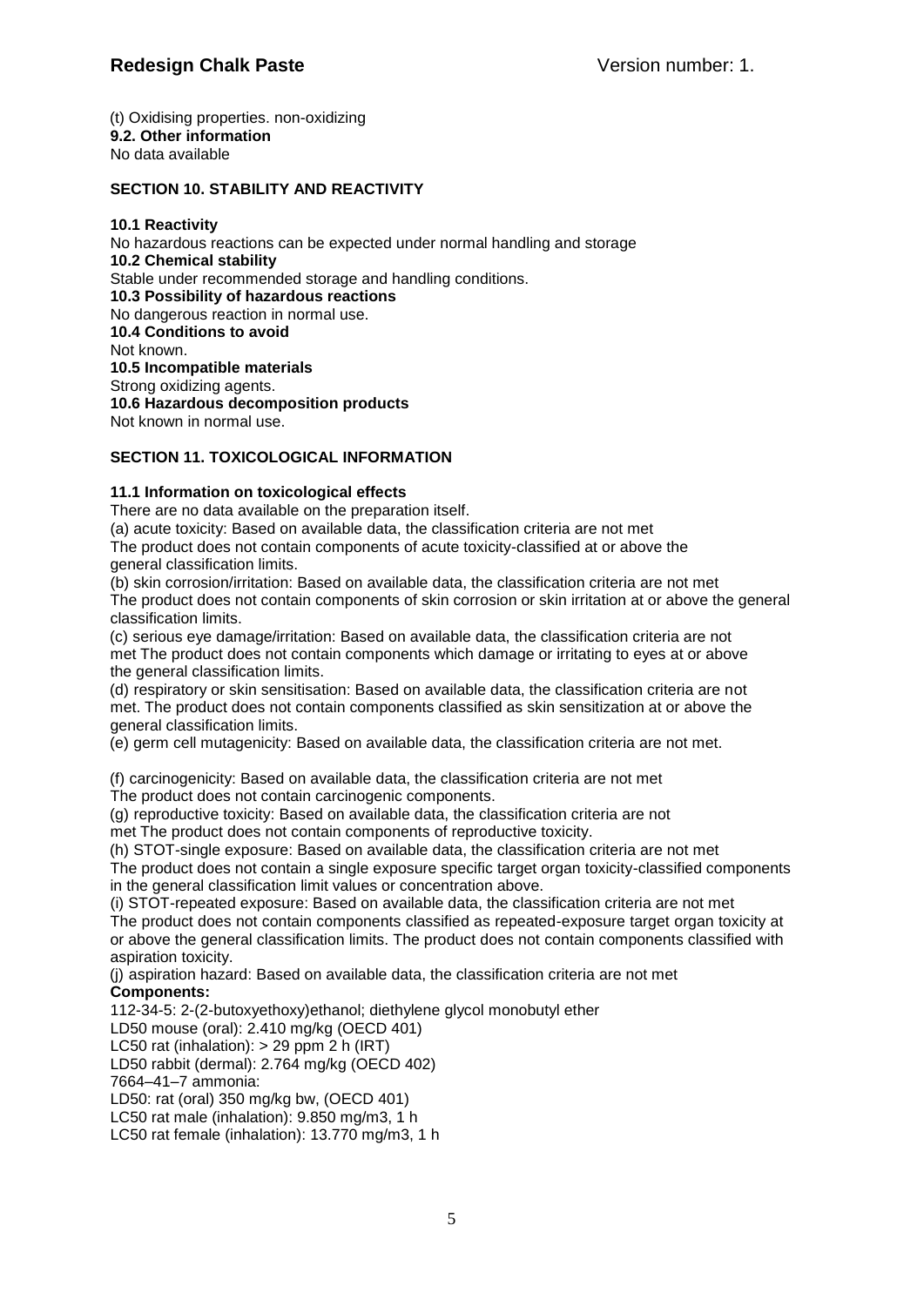(t) Oxidising properties. non-oxidizing

**9.2. Other information**

No data available

**SECTION 10. STABILITY AND REACTIVITY**

**10.1 Reactivity**

No hazardous reactions can be expected under normal handling and storage

**10.2 Chemical stability**

Stable under recommended storage and handling conditions.

**10.3 Possibility of hazardous reactions**

No dangerous reaction in normal use.

**10.4 Conditions to avoid**

Not known.

**10.5 Incompatible materials**

Strong oxidizing agents.

**10.6 Hazardous decomposition products**

Not known in normal use.

**SECTION 11. TOXICOLOGICAL INFORMATION**

**11.1 Information on toxicological effects**

There are no data available on the preparation itself.

(a) acute toxicity: Based on available data, the classification criteria are not met
The product does not contain components of acute toxicity-classified at or above the general classification limits.

(b) skin corrosion/irritation: Based on available data, the classification criteria are not met
The product does not contain components of skin corrosion or skin irritation at or above the general classification limits.

(c) serious eye damage/irritation: Based on available data, the classification criteria are not met The product does not contain components which damage or irritating to eyes at or above the general classification limits.

(d) respiratory or skin sensitisation: Based on available data, the classification criteria are not met. The product does not contain components classified as skin sensitization at or above the general classification limits.

(e) germ cell mutagenicity: Based on available data, the classification criteria are not met.

(f) carcinogenicity: Based on available data, the classification criteria are not met
The product does not contain carcinogenic components.

(g) reproductive toxicity: Based on available data, the classification criteria are not met The product does not contain components of reproductive toxicity.

(h) STOT-single exposure: Based on available data, the classification criteria are not met
The product does not contain a single exposure specific target organ toxicity-classified components in the general classification limit values or concentration above.

(i) STOT-repeated exposure: Based on available data, the classification criteria are not met
The product does not contain components classified as repeated-exposure target organ toxicity at or above the general classification limits. The product does not contain components classified with aspiration toxicity.

(j) aspiration hazard: Based on available data, the classification criteria are not met

**Components:**

112-34-5: 2-(2-butoxyethoxy)ethanol; diethylene glycol monobutyl ether
LD50 mouse (oral): 2.410 mg/kg (OECD 401)
LC50 rat (inhalation): > 29 ppm 2 h (IRT)
LD50 rabbit (dermal): 2.764 mg/kg (OECD 402)
7664–41–7 ammonia:
LD50: rat (oral) 350 mg/kg bw, (OECD 401)
LC50 rat male (inhalation): 9.850 mg/m3, 1 h
LC50 rat female (inhalation): 13.770 mg/m3, 1 h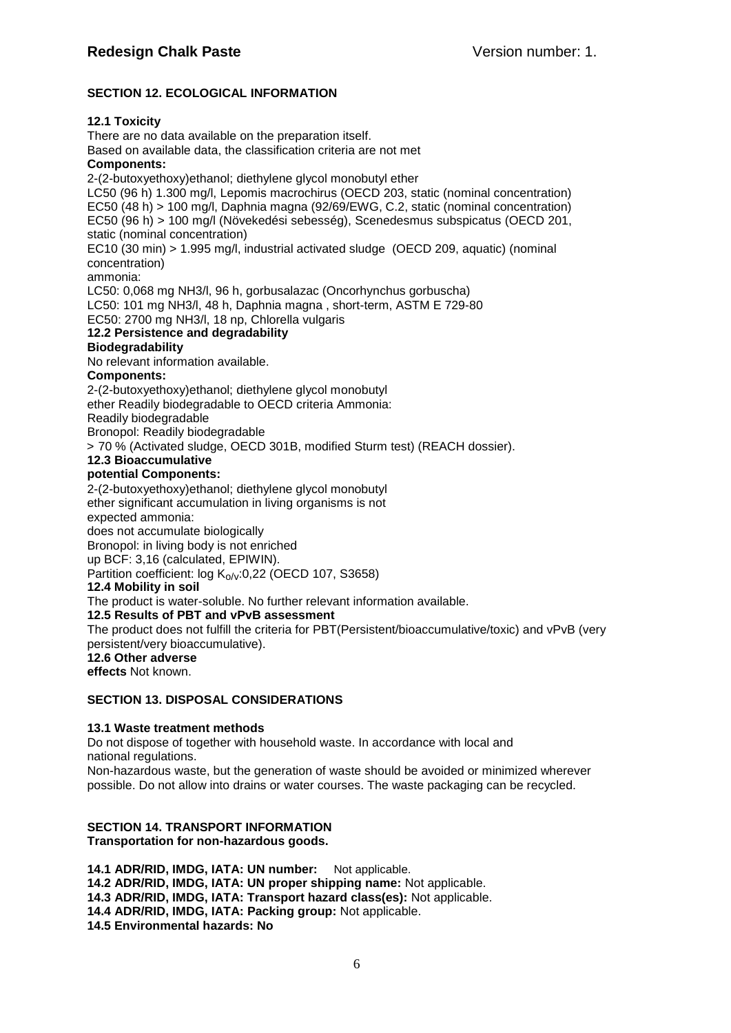## SECTION 12. ECOLOGICAL INFORMATION

### 12.1 Toxicity

There are no data available on the preparation itself.
Based on available data, the classification criteria are not met

**Components:**

2-(2-butoxyethoxy)ethanol; diethylene glycol monobutyl ether
LC50 (96 h) 1.300 mg/l, Lepomis macrochirus (OECD 203, static (nominal concentration)
EC50 (48 h) > 100 mg/l, Daphnia magna (92/69/EWG, C.2, static (nominal concentration)
EC50 (96 h) > 100 mg/l (Növekedési sebesség), Scenedesmus subspicatus (OECD 201, static (nominal concentration)
EC10 (30 min) > 1.995 mg/l, industrial activated sludge (OECD 209, aquatic) (nominal concentration)
ammonia:
LC50: 0,068 mg NH3/l, 96 h, gorbusalazac (Oncorhynchus gorbuscha)
LC50: 101 mg NH3/l, 48 h, Daphnia magna , short-term, ASTM E 729-80
EC50: 2700 mg NH3/l, 18 np, Chlorella vulgaris

### 12.2 Persistence and degradability

**Biodegradability**

No relevant information available.

**Components:**

2-(2-butoxyethoxy)ethanol; diethylene glycol monobutyl
ether Readily biodegradable to OECD criteria Ammonia:
Readily biodegradable
Bronopol: Readily biodegradable
> 70 % (Activated sludge, OECD 301B, modified Sturm test) (REACH dossier).

### 12.3 Bioaccumulative

**potential Components:**

2-(2-butoxyethoxy)ethanol; diethylene glycol monobutyl
ether significant accumulation in living organisms is not
expected ammonia:
does not accumulate biologically
Bronopol: in living body is not enriched
up BCF: 3,16 (calculated, EPIWIN).
Partition coefficient: log $K_{o/v}$:0,22 (OECD 107, S3658)

### 12.4 Mobility in soil

The product is water-soluble. No further relevant information available.

### 12.5 Results of PBT and vPvB assessment

The product does not fulfill the criteria for PBT(Persistent/bioaccumulative/toxic) and vPvB (very persistent/very bioaccumulative).

### 12.6 Other adverse

**effects** Not known.

## SECTION 13. DISPOSAL CONSIDERATIONS

### 13.1 Waste treatment methods

Do not dispose of together with household waste. In accordance with local and national regulations.
Non-hazardous waste, but the generation of waste should be avoided or minimized wherever possible. Do not allow into drains or water courses. The waste packaging can be recycled.

## SECTION 14. TRANSPORT INFORMATION

**Transportation for non-hazardous goods.**

**14.1 ADR/RID, IMDG, IATA: UN number:** Not applicable.
**14.2 ADR/RID, IMDG, IATA: UN proper shipping name:** Not applicable.
**14.3 ADR/RID, IMDG, IATA: Transport hazard class(es):** Not applicable.
**14.4 ADR/RID, IMDG, IATA: Packing group:** Not applicable.
**14.5 Environmental hazards: No**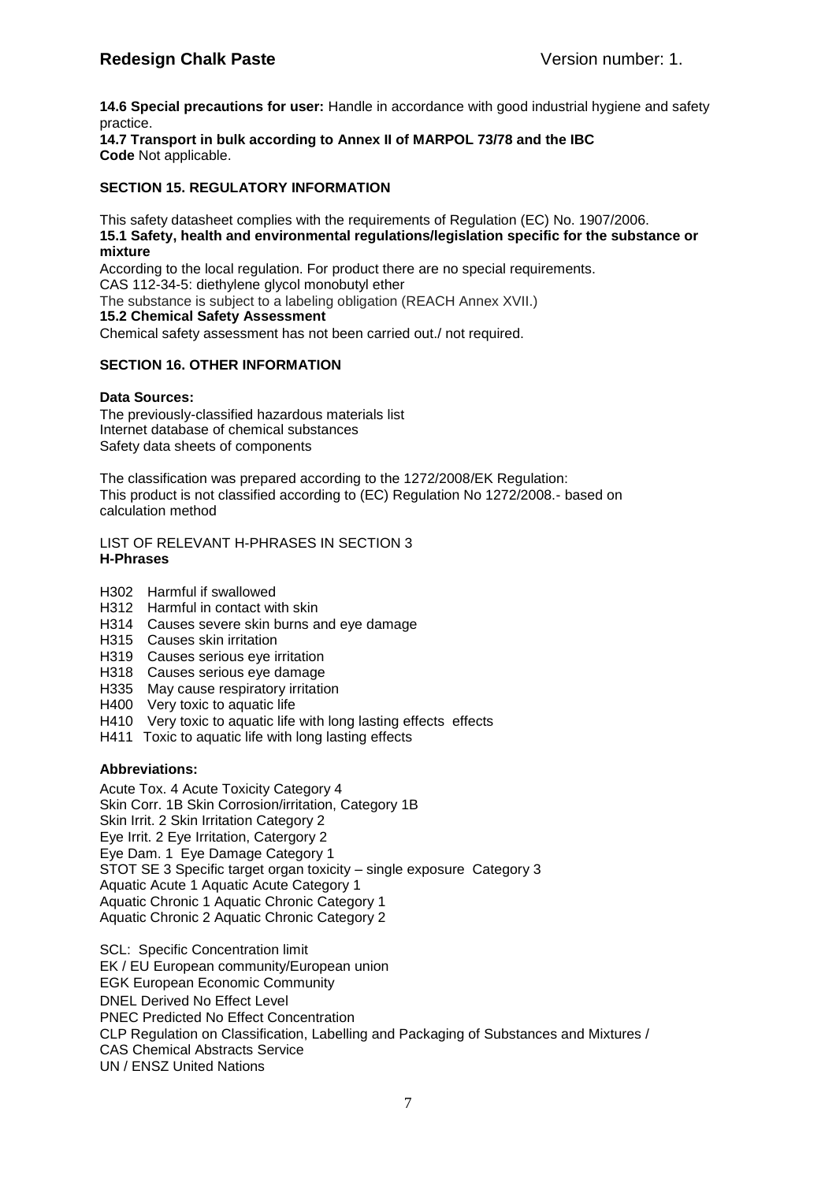**14.6 Special precautions for user:** Handle in accordance with good industrial hygiene and safety practice.

**14.7 Transport in bulk according to Annex II of MARPOL 73/78 and the IBC Code** Not applicable.

## SECTION 15. REGULATORY INFORMATION

This safety datasheet complies with the requirements of Regulation (EC) No. 1907/2006.

**15.1 Safety, health and environmental regulations/legislation specific for the substance or mixture**

According to the local regulation. For product there are no special requirements.
CAS 112-34-5: diethylene glycol monobutyl ether
The substance is subject to a labeling obligation (REACH Annex XVII.)

**15.2 Chemical Safety Assessment**

Chemical safety assessment has not been carried out./ not required.

## SECTION 16. OTHER INFORMATION

**Data Sources:**

The previously-classified hazardous materials list
Internet database of chemical substances
Safety data sheets of components

The classification was prepared according to the 1272/2008/EK Regulation:
This product is not classified according to (EC) Regulation No 1272/2008.- based on calculation method

LIST OF RELEVANT H-PHRASES IN SECTION 3

**H-Phrases**

- H302 Harmful if swallowed
- H312 Harmful in contact with skin
- H314 Causes severe skin burns and eye damage
- H315 Causes skin irritation
- H319 Causes serious eye irritation
- H318 Causes serious eye damage
- H335 May cause respiratory irritation
- H400 Very toxic to aquatic life
- H410 Very toxic to aquatic life with long lasting effects effects
- H411 Toxic to aquatic life with long lasting effects

**Abbreviations:**

Acute Tox. 4 Acute Toxicity Category 4
Skin Corr. 1B Skin Corrosion/irritation, Category 1B
Skin Irrit. 2 Skin Irritation Category 2
Eye Irrit. 2 Eye Irritation, Catergory 2
Eye Dam. 1 Eye Damage Category 1
STOT SE 3 Specific target organ toxicity – single exposure Category 3
Aquatic Acute 1 Aquatic Acute Category 1
Aquatic Chronic 1 Aquatic Chronic Category 1
Aquatic Chronic 2 Aquatic Chronic Category 2

SCL: Specific Concentration limit
EK / EU European community/European union
EGK European Economic Community
DNEL Derived No Effect Level
PNEC Predicted No Effect Concentration
CLP Regulation on Classification, Labelling and Packaging of Substances and Mixtures /
CAS Chemical Abstracts Service
UN / ENSZ United Nations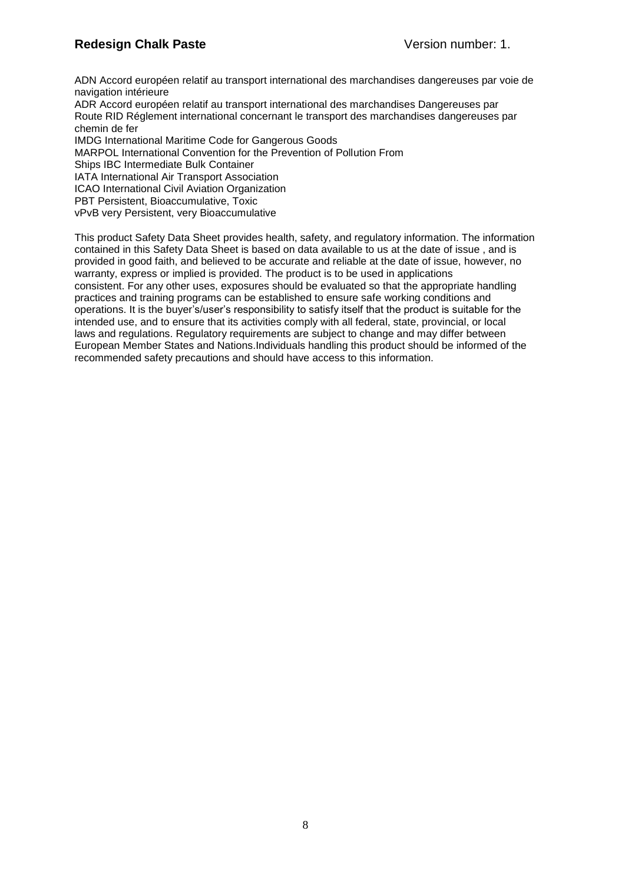ADN Accord européen relatif au transport international des marchandises dangereuses par voie de navigation intérieure
ADR Accord européen relatif au transport international des marchandises Dangereuses par Route RID Réglement international concernant le transport des marchandises dangereuses par chemin de fer
IMDG International Maritime Code for Gangerous Goods
MARPOL International Convention for the Prevention of Pollution From Ships IBC Intermediate Bulk Container
IATA International Air Transport Association
ICAO International Civil Aviation Organization
PBT Persistent, Bioaccumulative, Toxic
vPvB very Persistent, very Bioaccumulative

This product Safety Data Sheet provides health, safety, and regulatory information. The information contained in this Safety Data Sheet is based on data available to us at the date of issue , and is provided in good faith, and believed to be accurate and reliable at the date of issue, however, no warranty, express or implied is provided. The product is to be used in applications consistent. For any other uses, exposures should be evaluated so that the appropriate handling practices and training programs can be established to ensure safe working conditions and operations. It is the buyer's/user's responsibility to satisfy itself that the product is suitable for the intended use, and to ensure that its activities comply with all federal, state, provincial, or local laws and regulations. Regulatory requirements are subject to change and may differ between European Member States and Nations.Individuals handling this product should be informed of the recommended safety precautions and should have access to this information.